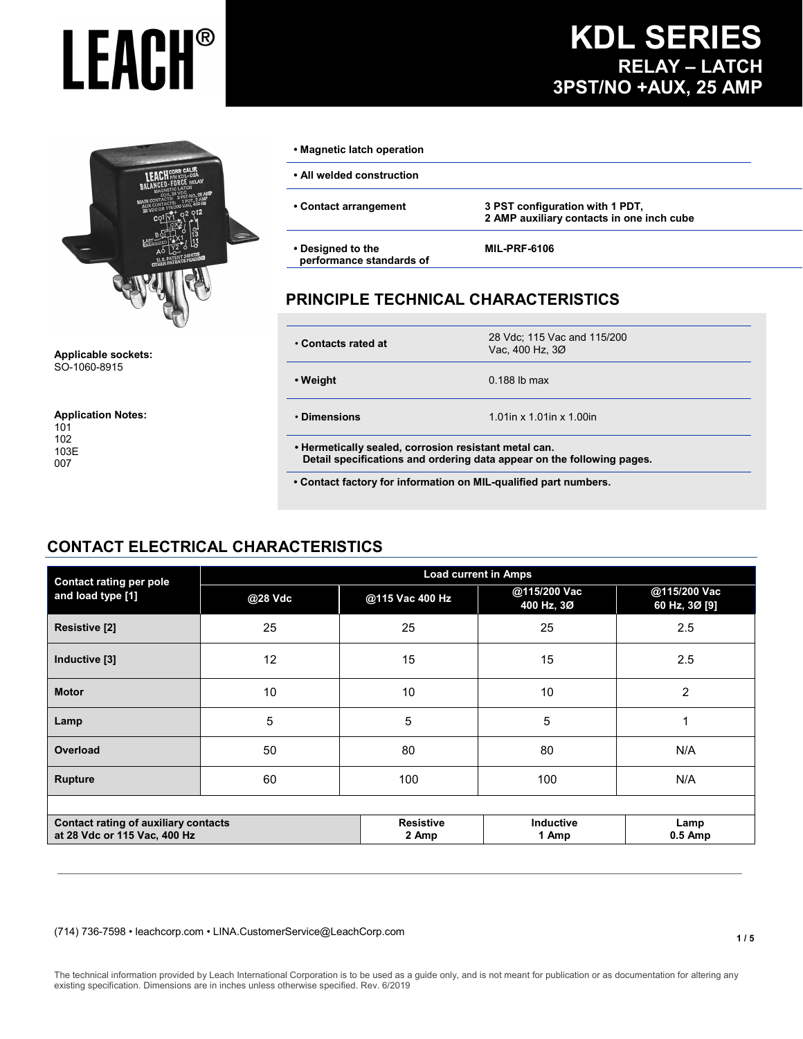# LEACH®

# KDL SERIES
## RELAY – LATCH
## 3PST/NO +AUX, 25 AMP

**Applicable sockets:**
SO-1060-8915

**Application Notes:**
101
102
103E
007

- **Magnetic latch operation**
- **All welded construction**

| | |
|---|---|
| **• Contact arrangement** | **3 PST configuration with 1 PDT, 2 AMP auxiliary contacts in one inch cube** |
| **• Designed to the performance standards of** | **MIL-PRF-6106** |

## PRINCIPLE TECHNICAL CHARACTERISTICS

| | |
|---|---|
| **• Contacts rated at** | 28 Vdc; 115 Vac and 115/200 Vac, 400 Hz, 3Ø |
| **• Weight** | 0.188 lb max |
| **• Dimensions** | 1.01in x 1.01in x 1.00in |

- **Hermetically sealed, corrosion resistant metal can. Detail specifications and ordering data appear on the following pages.**
- **Contact factory for information on MIL-qualified part numbers.**

## CONTACT ELECTRICAL CHARACTERISTICS

| Contact rating per pole and load type [1] | Load current in Amps | | | |
|---|---|---|---|---|
| | @28 Vdc | @115 Vac 400 Hz | @115/200 Vac 400 Hz, 3Ø | @115/200 Vac 60 Hz, 3Ø [9] |
| **Resistive [2]** | 25 | 25 | 25 | 2.5 |
| **Inductive [3]** | 12 | 15 | 15 | 2.5 |
| **Motor** | 10 | 10 | 10 | 2 |
| **Lamp** | 5 | 5 | 5 | 1 |
| **Overload** | 50 | 80 | 80 | N/A |
| **Rupture** | 60 | 100 | 100 | N/A |

| Contact rating of auxiliary contacts at 28 Vdc or 115 Vac, 400 Hz | Resistive | Inductive | Lamp |
|---|---|---|---|
| | 2 Amp | 1 Amp | 0.5 Amp |

(714) 736-7598 • leachcorp.com • LINA.CustomerService@LeachCorp.com

The technical information provided by Leach International Corporation is to be used as a guide only, and is not meant for publication or as documentation for altering any existing specification. Dimensions are in inches unless otherwise specified. Rev. 6/2019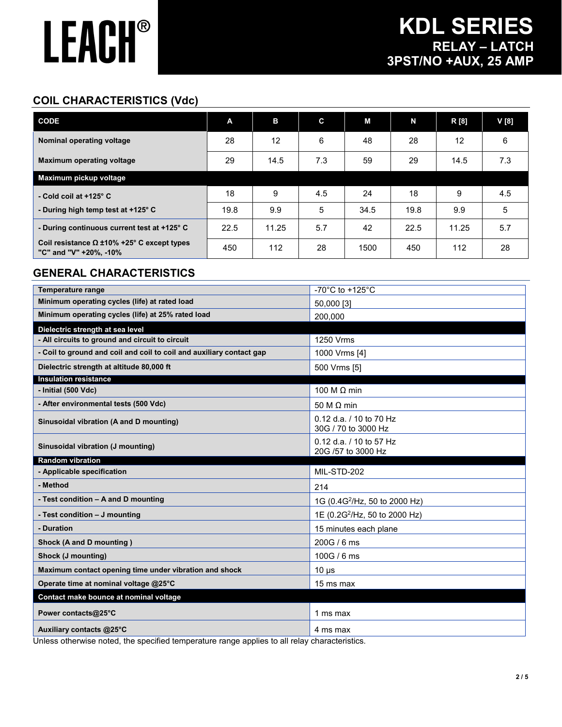# LEACH®

# KDL SERIES
## RELAY – LATCH
## 3PST/NO +AUX, 25 AMP

## COIL CHARACTERISTICS (Vdc)

| CODE | A | B | C | M | N | R [8] | V [8] |
|---|---|---|---|---|---|---|---|
| Nominal operating voltage | 28 | 12 | 6 | 48 | 28 | 12 | 6 |
| Maximum operating voltage | 29 | 14.5 | 7.3 | 59 | 29 | 14.5 | 7.3 |
| **Maximum pickup voltage** | | | | | | | |
| - Cold coil at +125° C | 18 | 9 | 4.5 | 24 | 18 | 9 | 4.5 |
| - During high temp test at +125° C | 19.8 | 9.9 | 5 | 34.5 | 19.8 | 9.9 | 5 |
| - During continuous current test at +125° C | 22.5 | 11.25 | 5.7 | 42 | 22.5 | 11.25 | 5.7 |
| Coil resistance Ω ±10% +25° C except types "C" and "V" +20%, -10% | 450 | 112 | 28 | 1500 | 450 | 112 | 28 |

## GENERAL CHARACTERISTICS

| Characteristic | Value |
|---|---|
| Temperature range | -70°C to +125°C |
| Minimum operating cycles (life) at rated load | 50,000 [3] |
| Minimum operating cycles (life) at 25% rated load | 200,000 |
| **Dielectric strength at sea level** | |
| - All circuits to ground and circuit to circuit | 1250 Vrms |
| - Coil to ground and coil and coil to coil and auxiliary contact gap | 1000 Vrms [4] |
| Dielectric strength at altitude 80,000 ft | 500 Vrms [5] |
| **Insulation resistance** | |
| - Initial (500 Vdc) | 100 M Ω min |
| - After environmental tests (500 Vdc) | 50 M Ω min |
| Sinusoidal vibration (A and D mounting) | 0.12 d.a. / 10 to 70 Hz<br>30G / 70 to 3000 Hz |
| Sinusoidal vibration (J mounting) | 0.12 d.a. / 10 to 57 Hz<br>20G /57 to 3000 Hz |
| **Random vibration** | |
| - Applicable specification | MIL-STD-202 |
| - Method | 214 |
| - Test condition – A and D mounting | 1G (0.4$G^2$/Hz, 50 to 2000 Hz) |
| - Test condition – J mounting | 1E (0.2$G^2$/Hz, 50 to 2000 Hz) |
| - Duration | 15 minutes each plane |
| Shock (A and D mounting ) | 200G / 6 ms |
| Shock (J mounting) | 100G / 6 ms |
| Maximum contact opening time under vibration and shock | 10 µs |
| Operate time at nominal voltage @25°C | 15 ms max |
| **Contact make bounce at nominal voltage** | |
| Power contacts@25°C | 1 ms max |
| Auxiliary contacts @25°C | 4 ms max |

Unless otherwise noted, the specified temperature range applies to all relay characteristics.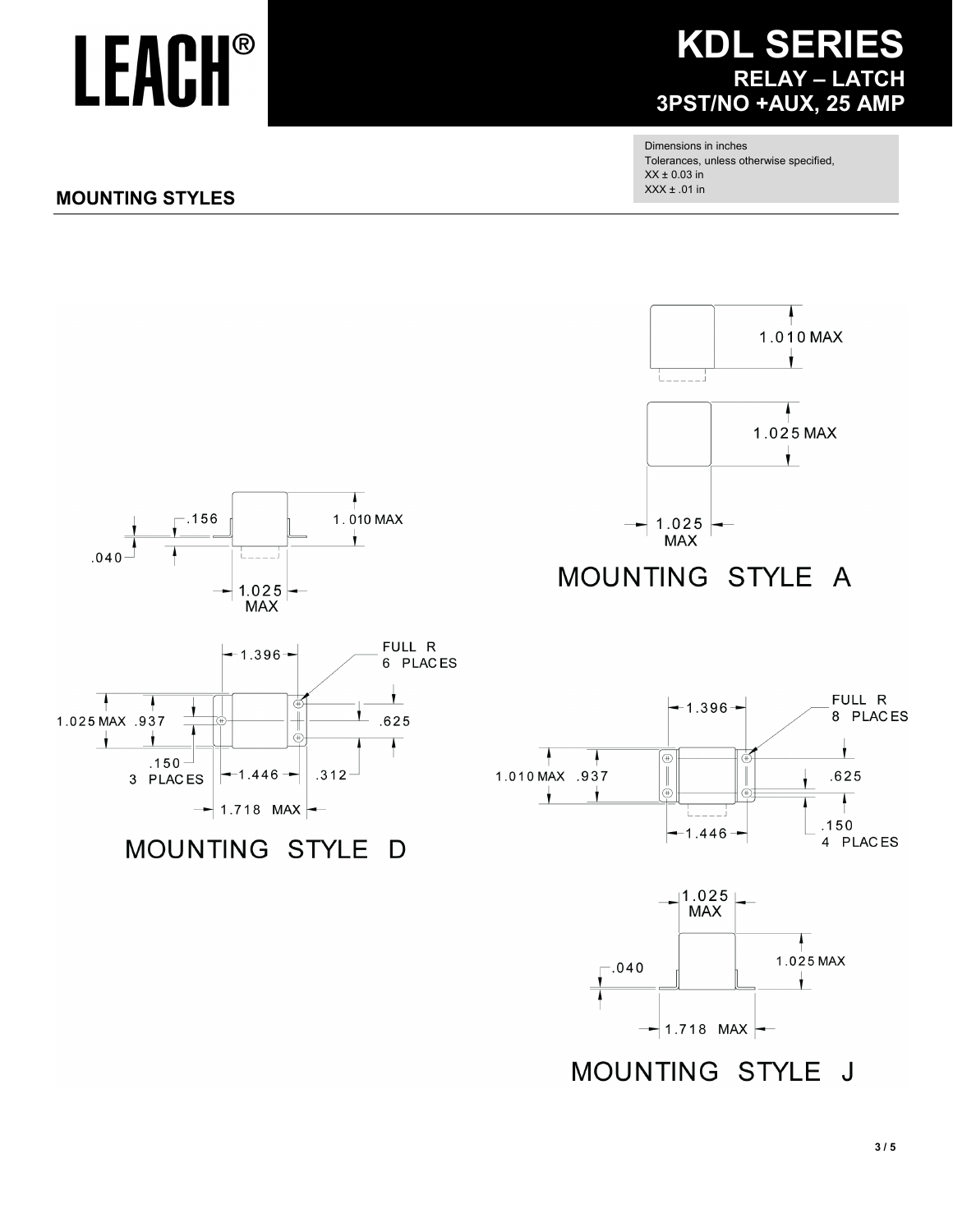# LEACH®

## KDL SERIES
### RELAY – LATCH
### 3PST/NO +AUX, 25 AMP

Dimensions in inches
Tolerances, unless otherwise specified,
XX ± 0.03 in
XXX ± .01 in

## MOUNTING STYLES

1.010 MAX

1.025 MAX

1.025 MAX

MOUNTING STYLE A

.156

1.010 MAX

.040

1.025 MAX

1.396

FULL R 6 PLACES

1.025 MAX .937

.625

.150 3 PLACES

1.446

.312

1.718 MAX

MOUNTING STYLE D

1.396

FULL R 8 PLACES

1.010 MAX .937

.625

.150 4 PLACES

1.446

1.025 MAX

.040

1.025 MAX

1.718 MAX

MOUNTING STYLE J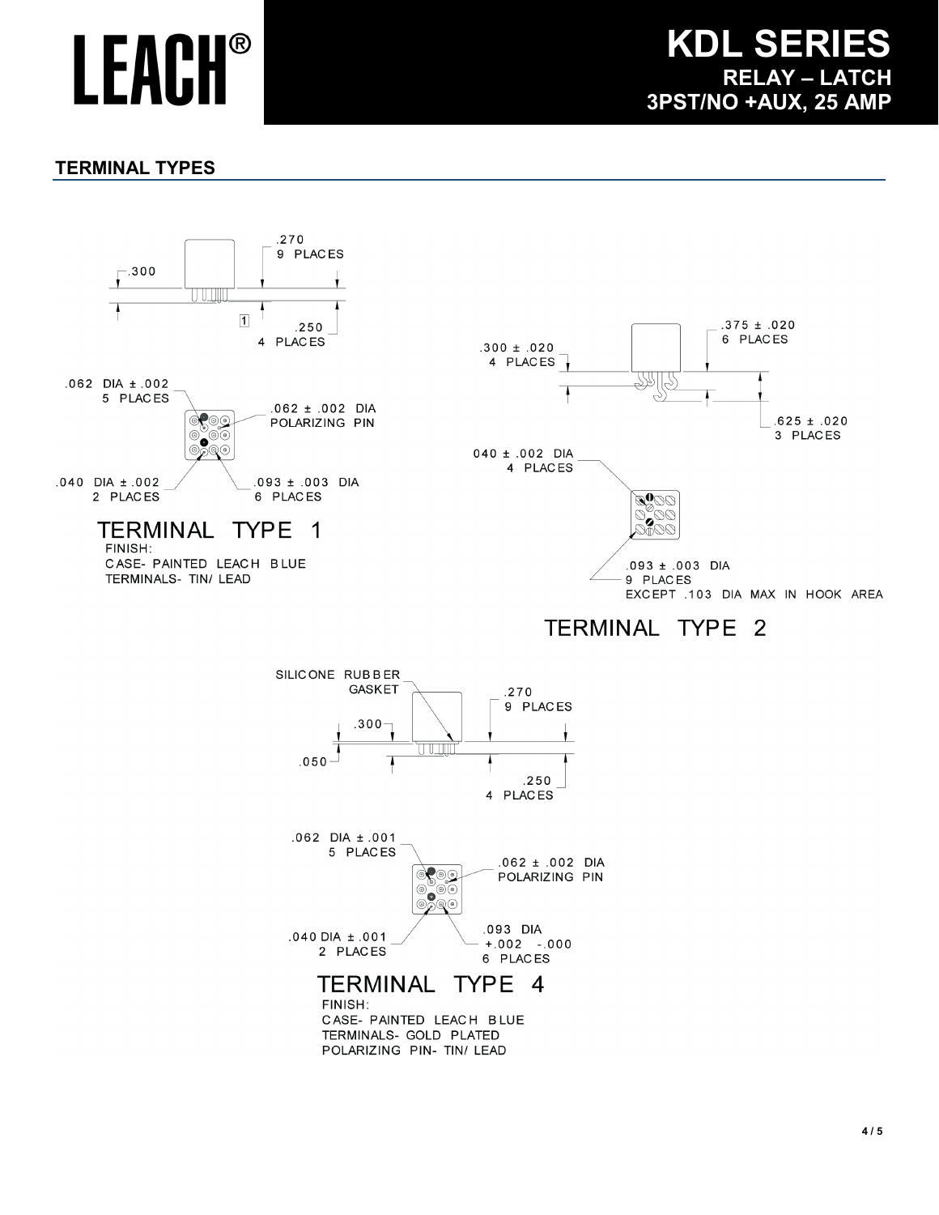# LEACH®

# KDL SERIES

## RELAY – LATCH
## 3PST/NO +AUX, 25 AMP

## TERMINAL TYPES

.270
9 PLACES

.300

1

.250
4 PLACES

.062 DIA ± .002
5 PLACES

.062 ± .002 DIA
POLARIZING PIN

.040 DIA ± .002
2 PLACES

.093 ± .003 DIA
6 PLACES

### TERMINAL TYPE 1

FINISH:
CASE- PAINTED LEACH BLUE
TERMINALS- TIN/ LEAD

.375 ± .020
6 PLACES

.300 ± .020
4 PLACES

.625 ± .020
3 PLACES

040 ± .002 DIA
4 PLACES

.093 ± .003 DIA
9 PLACES
EXCEPT .103 DIA MAX IN HOOK AREA

### TERMINAL TYPE 2

SILICONE RUBBER GASKET

.270
9 PLACES

.300

.050

.250
4 PLACES

.062 DIA ± .001
5 PLACES

.062 ± .002 DIA
POLARIZING PIN

.040 DIA ± .001
2 PLACES

.093 DIA
+.002 -.000
6 PLACES

### TERMINAL TYPE 4

FINISH:
CASE- PAINTED LEACH BLUE
TERMINALS- GOLD PLATED
POLARIZING PIN- TIN/ LEAD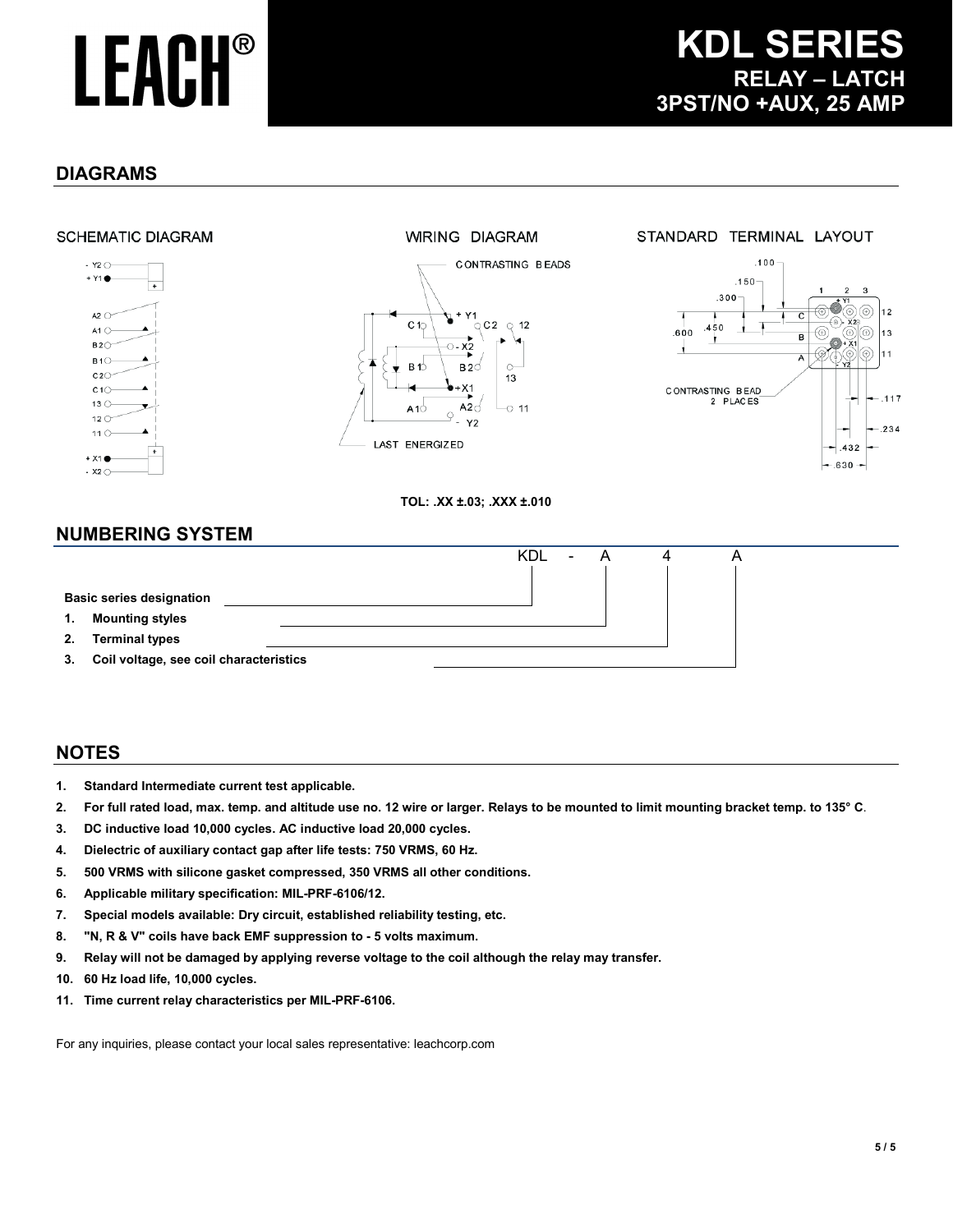# LEACH®

# KDL SERIES
## RELAY – LATCH
## 3PST/NO +AUX, 25 AMP

## DIAGRAMS

SCHEMATIC DIAGRAM

- Y2
+ Y1
A2
A1
B2
B1
C2
C1
13
12
11
+ X1
- X2

WIRING DIAGRAM

CONTRASTING BEADS
+ Y1
C1
C2
12
- X2
B1
B2
13
+X1
A1
A2
11
- Y2
LAST ENERGIZED

STANDARD TERMINAL LAYOUT

.100
.150
.300
.600
.450
1 2 3
+ Y1
C
- X2
12
B
13
+ X1
A
11
- Y2
CONTRASTING BEAD
2 PLACES
.117
.234
.432
.630

**TOL: .XX ±.03; .XXX ±.010**

## NUMBERING SYSTEM

KDL - A 4 A

**Basic series designation**

1. **Mounting styles**
2. **Terminal types**
3. **Coil voltage, see coil characteristics**

## NOTES

1. **Standard Intermediate current test applicable.**
2. **For full rated load, max. temp. and altitude use no. 12 wire or larger. Relays to be mounted to limit mounting bracket temp. to 135° C.**
3. **DC inductive load 10,000 cycles. AC inductive load 20,000 cycles.**
4. **Dielectric of auxiliary contact gap after life tests: 750 VRMS, 60 Hz.**
5. **500 VRMS with silicone gasket compressed, 350 VRMS all other conditions.**
6. **Applicable military specification: MIL-PRF-6106/12.**
7. **Special models available: Dry circuit, established reliability testing, etc.**
8. **"N, R & V" coils have back EMF suppression to - 5 volts maximum.**
9. **Relay will not be damaged by applying reverse voltage to the coil although the relay may transfer.**
10. **60 Hz load life, 10,000 cycles.**
11. **Time current relay characteristics per MIL-PRF-6106.**

For any inquiries, please contact your local sales representative: leachcorp.com